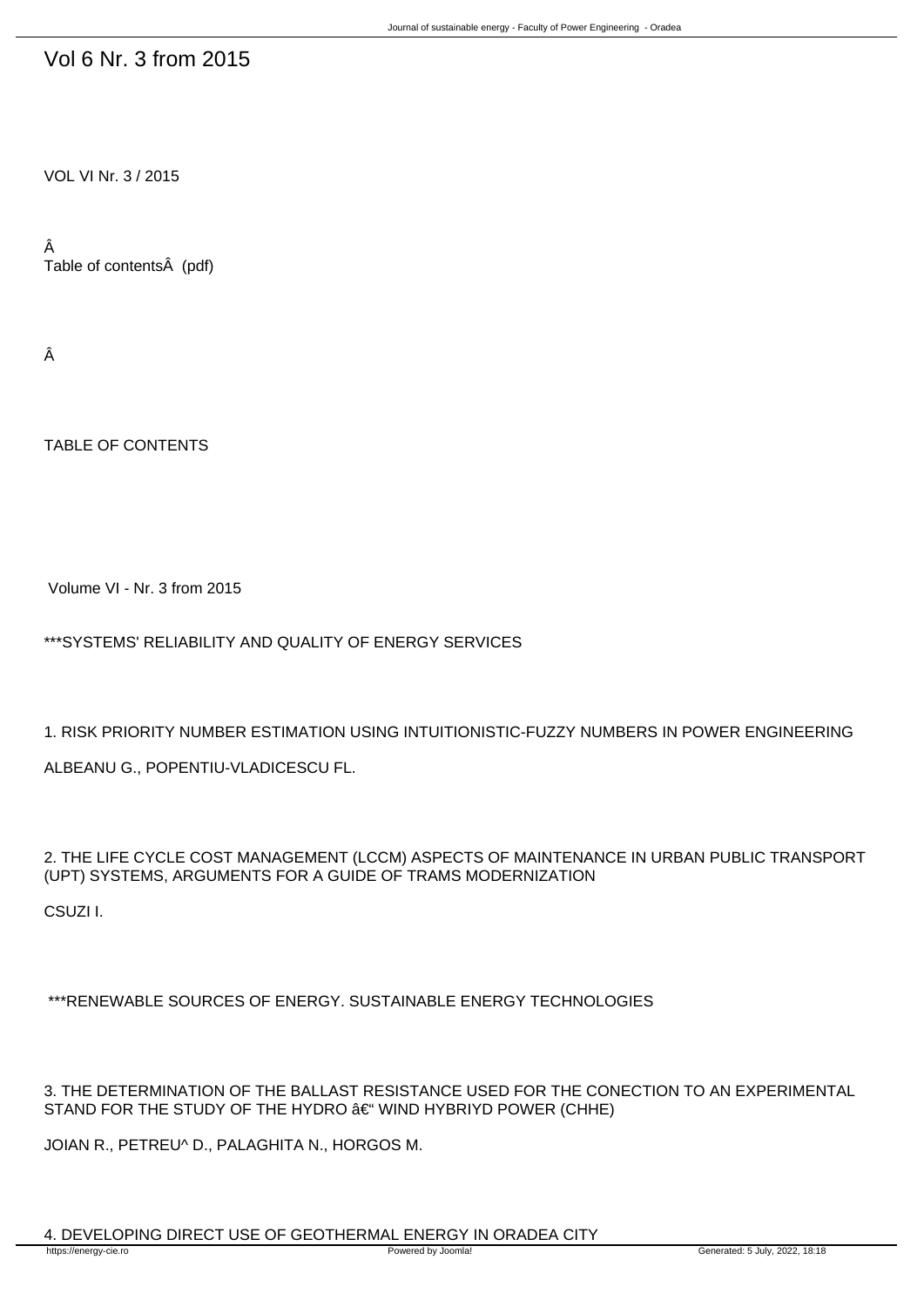# Vol 6 Nr. 3 from 2015

VOL VI Nr. 3 / 2015

Â
Table of contentsÂ (pdf)

Â

TABLE OF CONTENTS

Volume VI - Nr. 3 from 2015

***SYSTEMS' RELIABILITY AND QUALITY OF ENERGY SERVICES

1. RISK PRIORITY NUMBER ESTIMATION USING INTUITIONISTIC-FUZZY NUMBERS IN POWER ENGINEERING

ALBEANU G., POPENTIU-VLADICESCU FL.

2. THE LIFE CYCLE COST MANAGEMENT (LCCM) ASPECTS OF MAINTENANCE IN URBAN PUBLIC TRANSPORT (UPT) SYSTEMS, ARGUMENTS FOR A GUIDE OF TRAMS MODERNIZATION

CSUZI I.

***RENEWABLE SOURCES OF ENERGY. SUSTAINABLE ENERGY TECHNOLOGIES

3. THE DETERMINATION OF THE BALLAST RESISTANCE USED FOR THE CONECTION TO AN EXPERIMENTAL STAND FOR THE STUDY OF THE HYDRO â€“ WIND HYBRIYD POWER (CHHE)

JOIAN R., PETREU^ D., PALAGHITA N., HORGOS M.

4. DEVELOPING DIRECT USE OF GEOTHERMAL ENERGY IN ORADEA CITY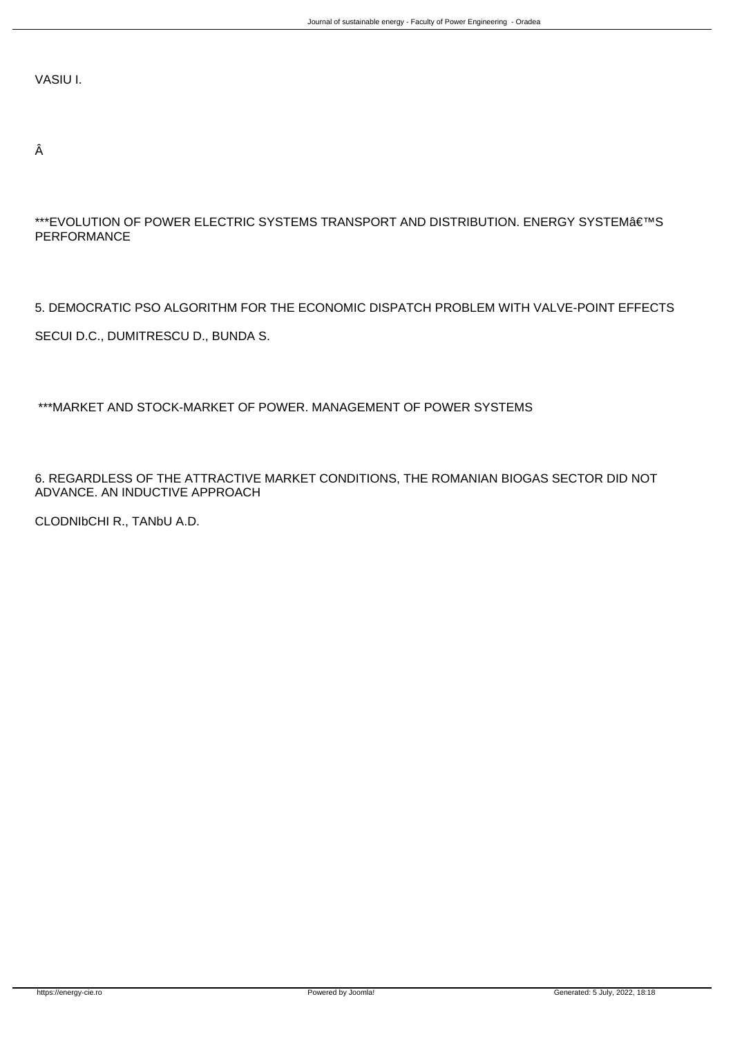VASIU I.

Â

***EVOLUTION OF POWER ELECTRIC SYSTEMS TRANSPORT AND DISTRIBUTION. ENERGY SYSTEMâ€™S PERFORMANCE

5. DEMOCRATIC PSO ALGORITHM FOR THE ECONOMIC DISPATCH PROBLEM WITH VALVE-POINT EFFECTS

SECUI D.C., DUMITRESCU D., BUNDA S.

***MARKET AND STOCK-MARKET OF POWER. MANAGEMENT OF POWER SYSTEMS

6. REGARDLESS OF THE ATTRACTIVE MARKET CONDITIONS, THE ROMANIAN BIOGAS SECTOR DID NOT ADVANCE. AN INDUCTIVE APPROACH

CLODNIbCHI R., TANbU A.D.